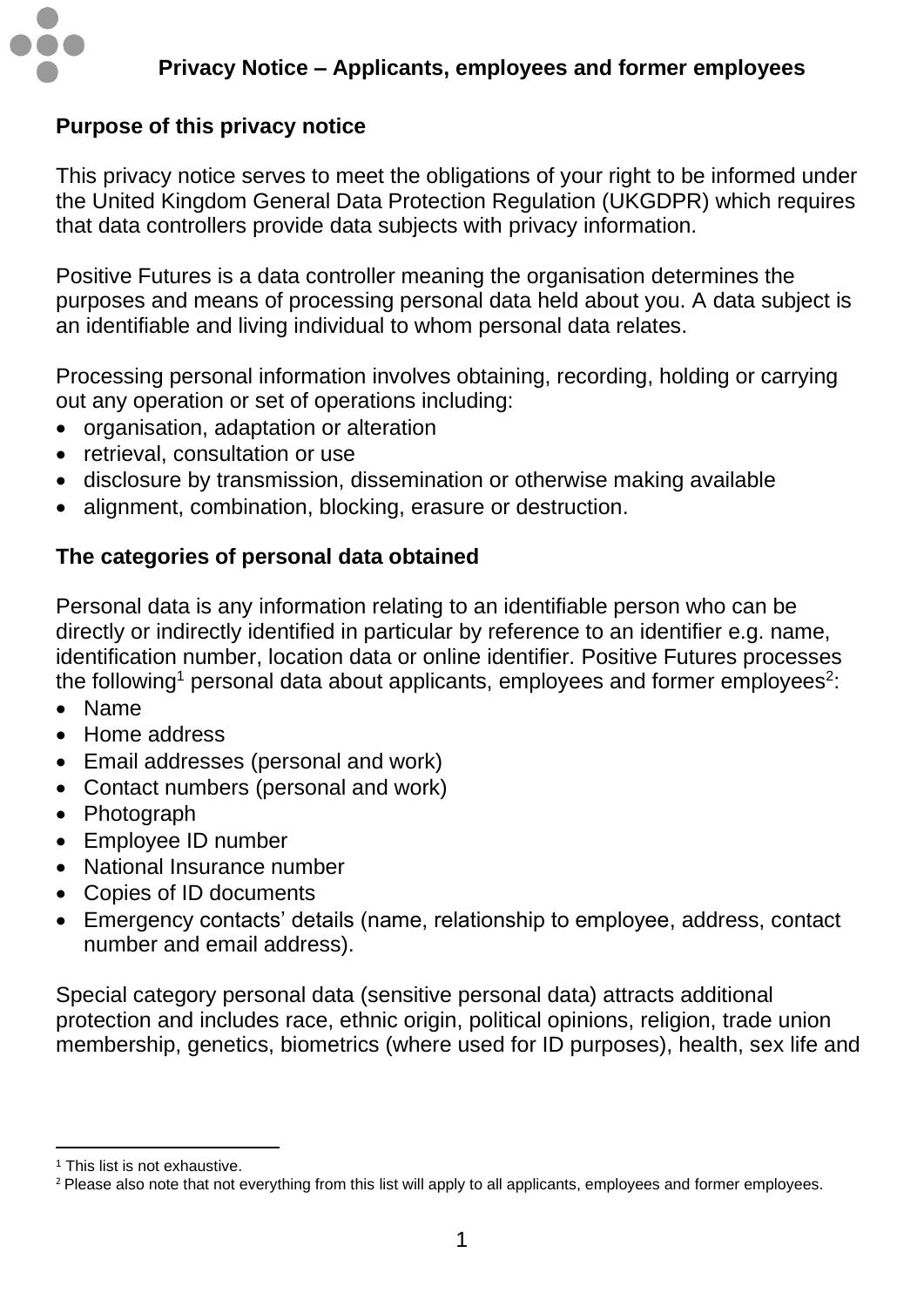# Privacy Notice – Applicants, employees and former employees

## Purpose of this privacy notice

This privacy notice serves to meet the obligations of your right to be informed under the United Kingdom General Data Protection Regulation (UKGDPR) which requires that data controllers provide data subjects with privacy information.

Positive Futures is a data controller meaning the organisation determines the purposes and means of processing personal data held about you. A data subject is an identifiable and living individual to whom personal data relates.

Processing personal information involves obtaining, recording, holding or carrying out any operation or set of operations including:

- organisation, adaptation or alteration
- retrieval, consultation or use
- disclosure by transmission, dissemination or otherwise making available
- alignment, combination, blocking, erasure or destruction.

## The categories of personal data obtained

Personal data is any information relating to an identifiable person who can be directly or indirectly identified in particular by reference to an identifier e.g. name, identification number, location data or online identifier. Positive Futures processes the following[1] personal data about applicants, employees and former employees[2]:

- Name
- Home address
- Email addresses (personal and work)
- Contact numbers (personal and work)
- Photograph
- Employee ID number
- National Insurance number
- Copies of ID documents
- Emergency contacts' details (name, relationship to employee, address, contact number and email address).

Special category personal data (sensitive personal data) attracts additional protection and includes race, ethnic origin, political opinions, religion, trade union membership, genetics, biometrics (where used for ID purposes), health, sex life and

[1] This list is not exhaustive.

[2] Please also note that not everything from this list will apply to all applicants, employees and former employees.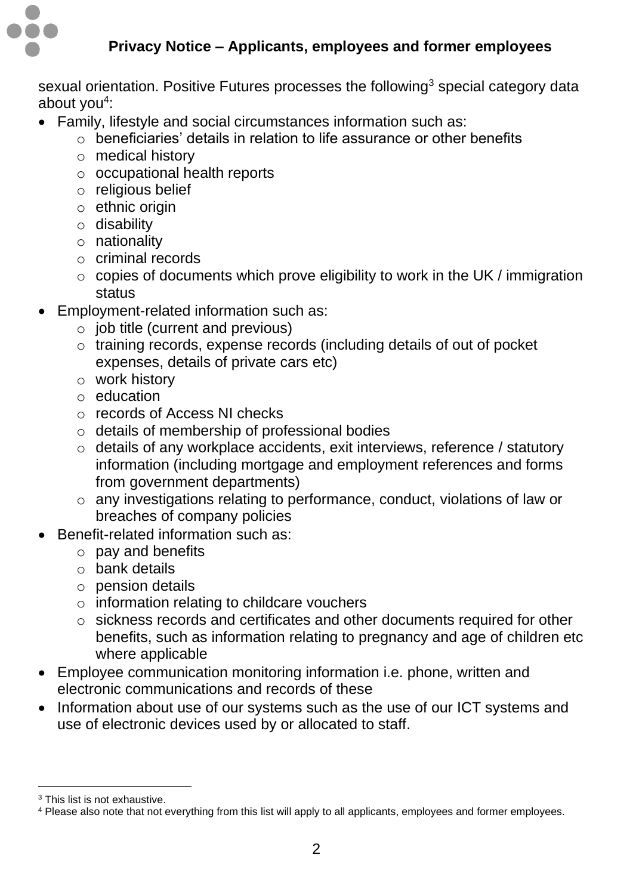sexual orientation. Positive Futures processes the following[3] special category data about you[4]:

- Family, lifestyle and social circumstances information such as:
  - beneficiaries' details in relation to life assurance or other benefits
  - medical history
  - occupational health reports
  - religious belief
  - ethnic origin
  - disability
  - nationality
  - criminal records
  - copies of documents which prove eligibility to work in the UK / immigration status
- Employment-related information such as:
  - job title (current and previous)
  - training records, expense records (including details of out of pocket expenses, details of private cars etc)
  - work history
  - education
  - records of Access NI checks
  - details of membership of professional bodies
  - details of any workplace accidents, exit interviews, reference / statutory information (including mortgage and employment references and forms from government departments)
  - any investigations relating to performance, conduct, violations of law or breaches of company policies
- Benefit-related information such as:
  - pay and benefits
  - bank details
  - pension details
  - information relating to childcare vouchers
  - sickness records and certificates and other documents required for other benefits, such as information relating to pregnancy and age of children etc where applicable
- Employee communication monitoring information i.e. phone, written and electronic communications and records of these
- Information about use of our systems such as the use of our ICT systems and use of electronic devices used by or allocated to staff.

---

[3] This list is not exhaustive.

[4] Please also note that not everything from this list will apply to all applicants, employees and former employees.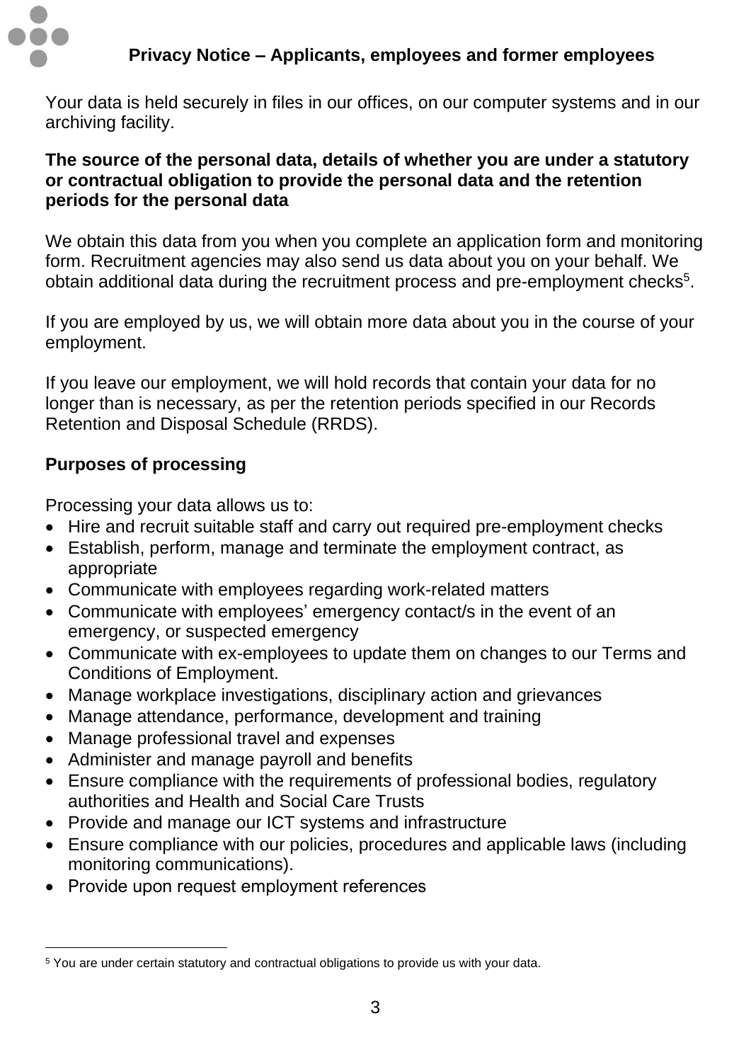Your data is held securely in files in our offices, on our computer systems and in our archiving facility.

**The source of the personal data, details of whether you are under a statutory or contractual obligation to provide the personal data and the retention periods for the personal data**

We obtain this data from you when you complete an application form and monitoring form. Recruitment agencies may also send us data about you on your behalf. We obtain additional data during the recruitment process and pre-employment checks[5].

If you are employed by us, we will obtain more data about you in the course of your employment.

If you leave our employment, we will hold records that contain your data for no longer than is necessary, as per the retention periods specified in our Records Retention and Disposal Schedule (RRDS).

**Purposes of processing**

Processing your data allows us to:

- Hire and recruit suitable staff and carry out required pre-employment checks
- Establish, perform, manage and terminate the employment contract, as appropriate
- Communicate with employees regarding work-related matters
- Communicate with employees' emergency contact/s in the event of an emergency, or suspected emergency
- Communicate with ex-employees to update them on changes to our Terms and Conditions of Employment.
- Manage workplace investigations, disciplinary action and grievances
- Manage attendance, performance, development and training
- Manage professional travel and expenses
- Administer and manage payroll and benefits
- Ensure compliance with the requirements of professional bodies, regulatory authorities and Health and Social Care Trusts
- Provide and manage our ICT systems and infrastructure
- Ensure compliance with our policies, procedures and applicable laws (including monitoring communications).
- Provide upon request employment references

[5] You are under certain statutory and contractual obligations to provide us with your data.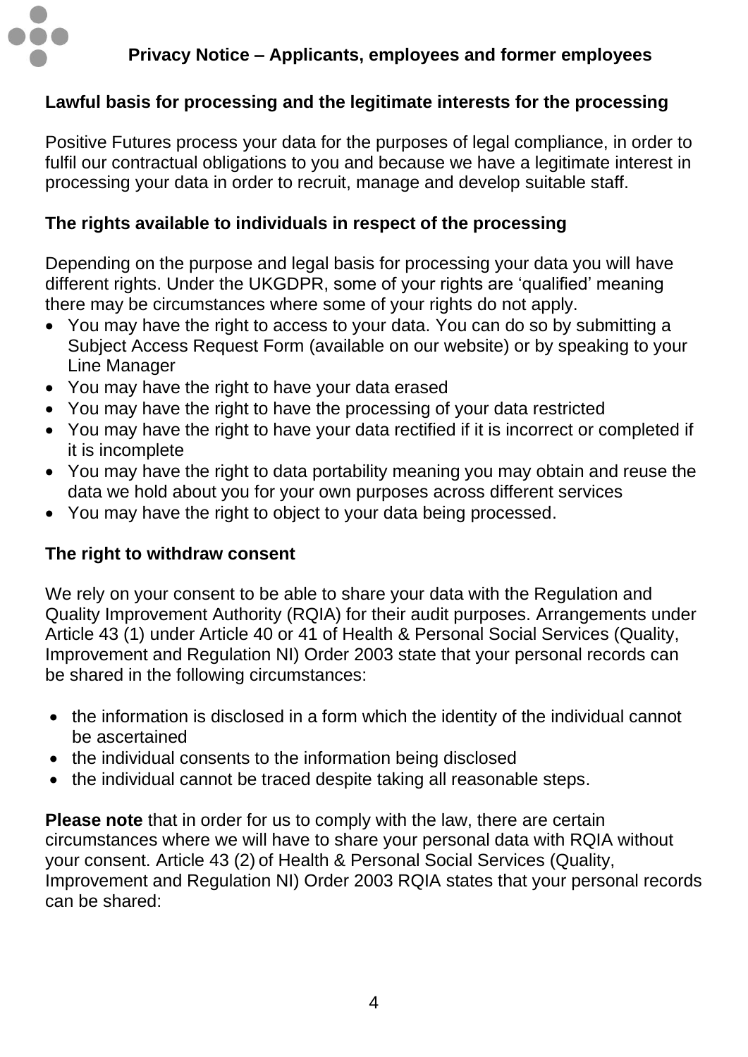**Lawful basis for processing and the legitimate interests for the processing**

Positive Futures process your data for the purposes of legal compliance, in order to fulfil our contractual obligations to you and because we have a legitimate interest in processing your data in order to recruit, manage and develop suitable staff.

**The rights available to individuals in respect of the processing**

Depending on the purpose and legal basis for processing your data you will have different rights. Under the UKGDPR, some of your rights are 'qualified' meaning there may be circumstances where some of your rights do not apply.

- You may have the right to access to your data. You can do so by submitting a Subject Access Request Form (available on our website) or by speaking to your Line Manager
- You may have the right to have your data erased
- You may have the right to have the processing of your data restricted
- You may have the right to have your data rectified if it is incorrect or completed if it is incomplete
- You may have the right to data portability meaning you may obtain and reuse the data we hold about you for your own purposes across different services
- You may have the right to object to your data being processed.

**The right to withdraw consent**

We rely on your consent to be able to share your data with the Regulation and Quality Improvement Authority (RQIA) for their audit purposes. Arrangements under Article 43 (1) under Article 40 or 41 of Health & Personal Social Services (Quality, Improvement and Regulation NI) Order 2003 state that your personal records can be shared in the following circumstances:

- the information is disclosed in a form which the identity of the individual cannot be ascertained
- the individual consents to the information being disclosed
- the individual cannot be traced despite taking all reasonable steps.

**Please note** that in order for us to comply with the law, there are certain circumstances where we will have to share your personal data with RQIA without your consent. Article 43 (2) of Health & Personal Social Services (Quality, Improvement and Regulation NI) Order 2003 RQIA states that your personal records can be shared: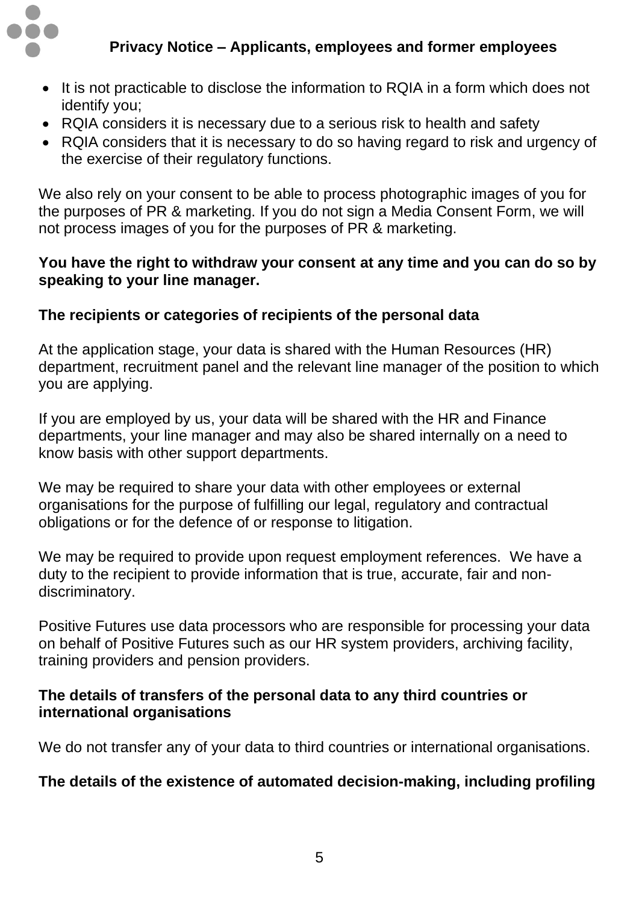- It is not practicable to disclose the information to RQIA in a form which does not identify you;
- RQIA considers it is necessary due to a serious risk to health and safety
- RQIA considers that it is necessary to do so having regard to risk and urgency of the exercise of their regulatory functions.

We also rely on your consent to be able to process photographic images of you for the purposes of PR & marketing. If you do not sign a Media Consent Form, we will not process images of you for the purposes of PR & marketing.

**You have the right to withdraw your consent at any time and you can do so by speaking to your line manager.**

**The recipients or categories of recipients of the personal data**

At the application stage, your data is shared with the Human Resources (HR) department, recruitment panel and the relevant line manager of the position to which you are applying.

If you are employed by us, your data will be shared with the HR and Finance departments, your line manager and may also be shared internally on a need to know basis with other support departments.

We may be required to share your data with other employees or external organisations for the purpose of fulfilling our legal, regulatory and contractual obligations or for the defence of or response to litigation.

We may be required to provide upon request employment references. We have a duty to the recipient to provide information that is true, accurate, fair and non-discriminatory.

Positive Futures use data processors who are responsible for processing your data on behalf of Positive Futures such as our HR system providers, archiving facility, training providers and pension providers.

**The details of transfers of the personal data to any third countries or international organisations**

We do not transfer any of your data to third countries or international organisations.

**The details of the existence of automated decision-making, including profiling**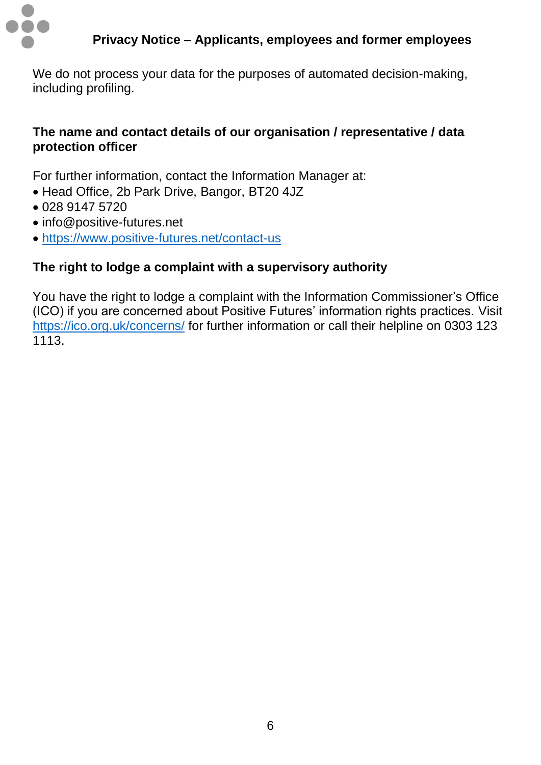We do not process your data for the purposes of automated decision-making, including profiling.

## The name and contact details of our organisation / representative / data protection officer

For further information, contact the Information Manager at:

- Head Office, 2b Park Drive, Bangor, BT20 4JZ
- 028 9147 5720
- info@positive-futures.net
- https://www.positive-futures.net/contact-us

## The right to lodge a complaint with a supervisory authority

You have the right to lodge a complaint with the Information Commissioner's Office (ICO) if you are concerned about Positive Futures' information rights practices. Visit https://ico.org.uk/concerns/ for further information or call their helpline on 0303 123 1113.